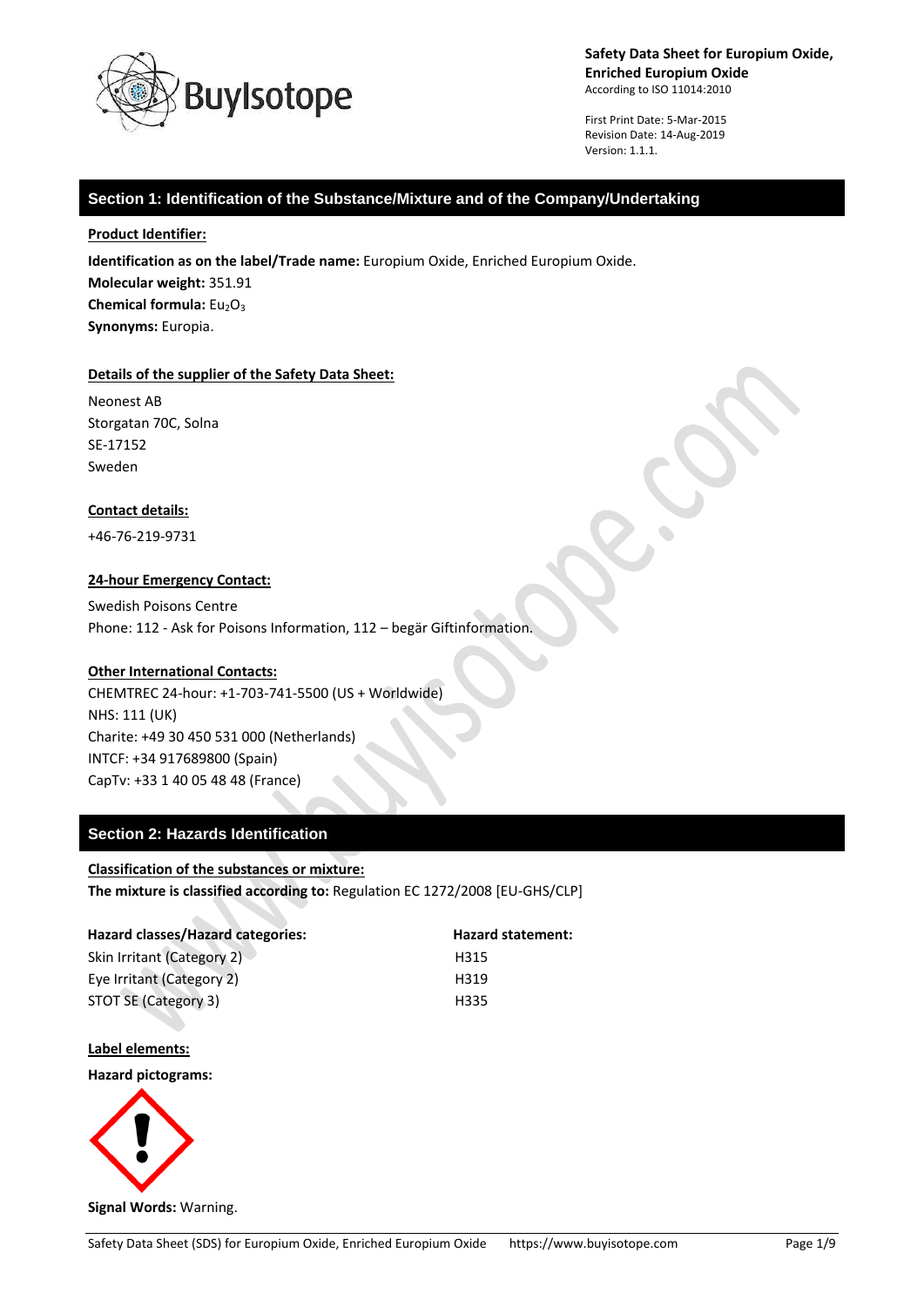**Safety Data Sheet for Europium Oxide, Enriched Europium Oxide**
According to ISO 11014:2010

First Print Date: 5-Mar-2015
Revision Date: 14-Aug-2019
Version: 1.1.1.

## Section 1: Identification of the Substance/Mixture and of the Company/Undertaking

**Product Identifier:**

**Identification as on the label/Trade name:** Europium Oxide, Enriched Europium Oxide.
**Molecular weight:** 351.91
**Chemical formula:** $Eu_2O_3$
**Synonyms:** Europia.

**Details of the supplier of the Safety Data Sheet:**

Neonest AB
Storgatan 70C, Solna
SE-17152
Sweden

**Contact details:**

+46-76-219-9731

**24-hour Emergency Contact:**

Swedish Poisons Centre
Phone: 112 - Ask for Poisons Information, 112 – begär Giftinformation.

**Other International Contacts:**

CHEMTREC 24-hour: +1-703-741-5500 (US + Worldwide)
NHS: 111 (UK)
Charite: +49 30 450 531 000 (Netherlands)
INTCF: +34 917689800 (Spain)
CapTv: +33 1 40 05 48 48 (France)

## Section 2: Hazards Identification

**Classification of the substances or mixture:**
**The mixture is classified according to:** Regulation EC 1272/2008 [EU-GHS/CLP]

| Hazard classes/Hazard categories: | Hazard statement: |
|---|---|
| Skin Irritant (Category 2) | H315 |
| Eye Irritant (Category 2) | H319 |
| STOT SE (Category 3) | H335 |

**Label elements:**

**Hazard pictograms:**

**Signal Words:** Warning.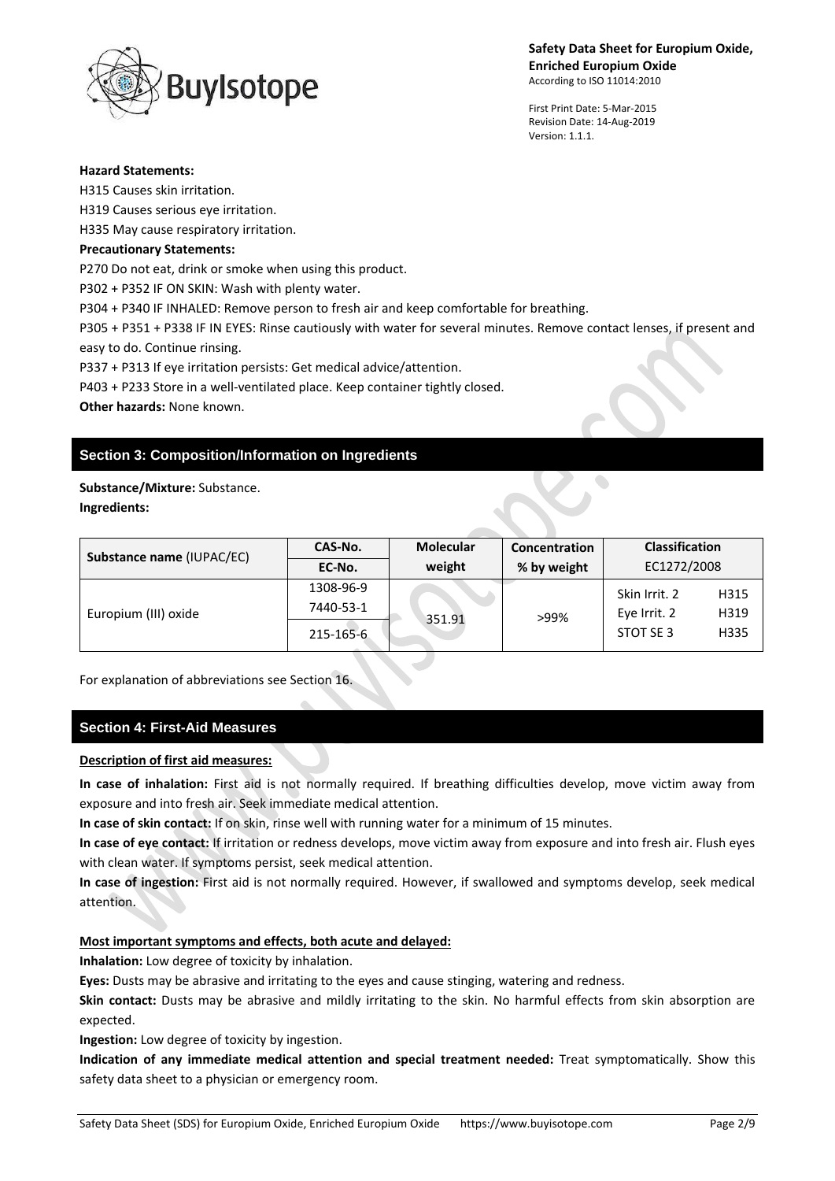**Hazard Statements:**

H315 Causes skin irritation.

H319 Causes serious eye irritation.

H335 May cause respiratory irritation.

**Precautionary Statements:**

P270 Do not eat, drink or smoke when using this product.

P302 + P352 IF ON SKIN: Wash with plenty water.

P304 + P340 IF INHALED: Remove person to fresh air and keep comfortable for breathing.

P305 + P351 + P338 IF IN EYES: Rinse cautiously with water for several minutes. Remove contact lenses, if present and easy to do. Continue rinsing.

P337 + P313 If eye irritation persists: Get medical advice/attention.

P403 + P233 Store in a well-ventilated place. Keep container tightly closed.

**Other hazards:** None known.

## Section 3: Composition/Information on Ingredients

**Substance/Mixture:** Substance.

**Ingredients:**

| Substance name (IUPAC/EC) | CAS-No. / EC-No. | Molecular weight | Concentration % by weight | Classification EC1272/2008 | |
|---|---|---|---|---|---|
| Europium (III) oxide | 1308-96-9<br>7440-53-1<br>215-165-6 | 351.91 | >99% | Skin Irrit. 2<br>Eye Irrit. 2<br>STOT SE 3 | H315<br>H319<br>H335 |

For explanation of abbreviations see Section 16.

## Section 4: First-Aid Measures

**Description of first aid measures:**

**In case of inhalation:** First aid is not normally required. If breathing difficulties develop, move victim away from exposure and into fresh air. Seek immediate medical attention.

**In case of skin contact:** If on skin, rinse well with running water for a minimum of 15 minutes.

**In case of eye contact:** If irritation or redness develops, move victim away from exposure and into fresh air. Flush eyes with clean water. If symptoms persist, seek medical attention.

**In case of ingestion:** First aid is not normally required. However, if swallowed and symptoms develop, seek medical attention.

**Most important symptoms and effects, both acute and delayed:**

**Inhalation:** Low degree of toxicity by inhalation.

**Eyes:** Dusts may be abrasive and irritating to the eyes and cause stinging, watering and redness.

**Skin contact:** Dusts may be abrasive and mildly irritating to the skin. No harmful effects from skin absorption are expected.

**Ingestion:** Low degree of toxicity by ingestion.

**Indication of any immediate medical attention and special treatment needed:** Treat symptomatically. Show this safety data sheet to a physician or emergency room.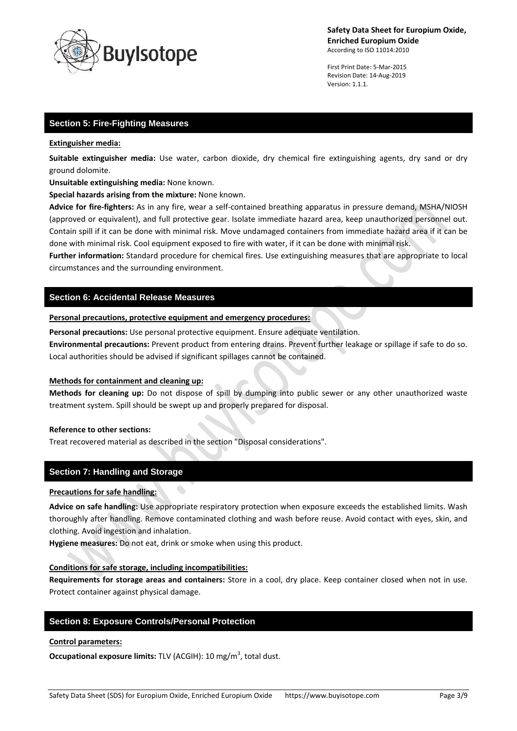## Section 5: Fire-Fighting Measures

**Extinguisher media:**

**Suitable extinguisher media:** Use water, carbon dioxide, dry chemical fire extinguishing agents, dry sand or dry ground dolomite.

**Unsuitable extinguishing media:** None known.

**Special hazards arising from the mixture:** None known.

**Advice for fire-fighters:** As in any fire, wear a self-contained breathing apparatus in pressure demand, MSHA/NIOSH (approved or equivalent), and full protective gear. Isolate immediate hazard area, keep unauthorized personnel out. Contain spill if it can be done with minimal risk. Move undamaged containers from immediate hazard area if it can be done with minimal risk. Cool equipment exposed to fire with water, if it can be done with minimal risk.

**Further information:** Standard procedure for chemical fires. Use extinguishing measures that are appropriate to local circumstances and the surrounding environment.

## Section 6: Accidental Release Measures

**Personal precautions, protective equipment and emergency procedures:**

**Personal precautions:** Use personal protective equipment. Ensure adequate ventilation.

**Environmental precautions:** Prevent product from entering drains. Prevent further leakage or spillage if safe to do so. Local authorities should be advised if significant spillages cannot be contained.

**Methods for containment and cleaning up:**

**Methods for cleaning up:** Do not dispose of spill by dumping into public sewer or any other unauthorized waste treatment system. Spill should be swept up and properly prepared for disposal.

**Reference to other sections:**

Treat recovered material as described in the section "Disposal considerations".

## Section 7: Handling and Storage

**Precautions for safe handling:**

**Advice on safe handling:** Use appropriate respiratory protection when exposure exceeds the established limits. Wash thoroughly after handling. Remove contaminated clothing and wash before reuse. Avoid contact with eyes, skin, and clothing. Avoid ingestion and inhalation.

**Hygiene measures:** Do not eat, drink or smoke when using this product.

**Conditions for safe storage, including incompatibilities:**

**Requirements for storage areas and containers:** Store in a cool, dry place. Keep container closed when not in use. Protect container against physical damage.

## Section 8: Exposure Controls/Personal Protection

**Control parameters:**

**Occupational exposure limits:** TLV (ACGIH): 10 $mg/m^3$, total dust.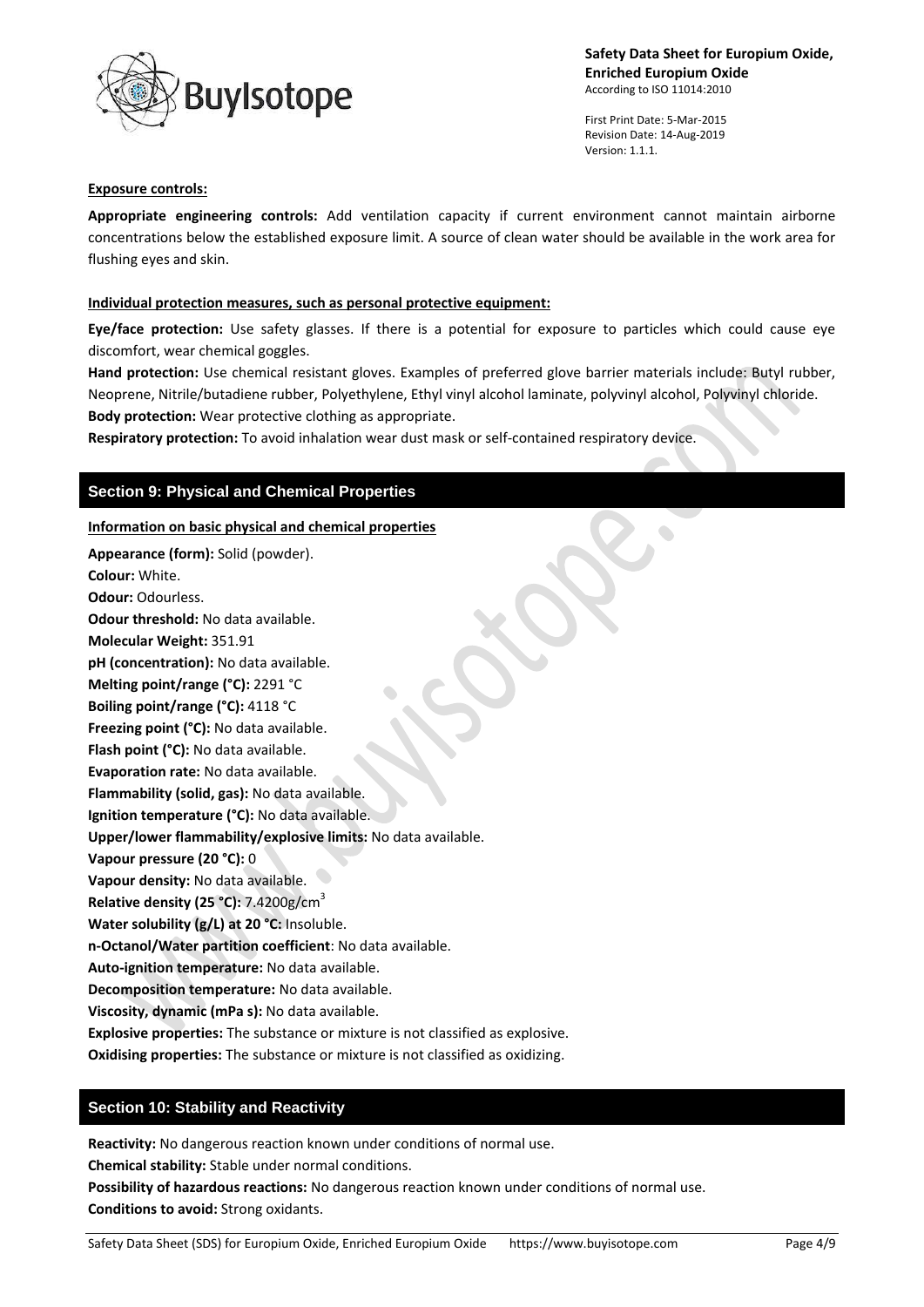**Exposure controls:**

**Appropriate engineering controls:** Add ventilation capacity if current environment cannot maintain airborne concentrations below the established exposure limit. A source of clean water should be available in the work area for flushing eyes and skin.

**Individual protection measures, such as personal protective equipment:**

**Eye/face protection:** Use safety glasses. If there is a potential for exposure to particles which could cause eye discomfort, wear chemical goggles.
**Hand protection:** Use chemical resistant gloves. Examples of preferred glove barrier materials include: Butyl rubber, Neoprene, Nitrile/butadiene rubber, Polyethylene, Ethyl vinyl alcohol laminate, polyvinyl alcohol, Polyvinyl chloride.
**Body protection:** Wear protective clothing as appropriate.
**Respiratory protection:** To avoid inhalation wear dust mask or self-contained respiratory device.

## Section 9: Physical and Chemical Properties

**Information on basic physical and chemical properties**

**Appearance (form):** Solid (powder).
**Colour:** White.
**Odour:** Odourless.
**Odour threshold:** No data available.
**Molecular Weight:** 351.91
**pH (concentration):** No data available.
**Melting point/range (°C):** 2291 °C
**Boiling point/range (°C):** 4118 °C
**Freezing point (°C):** No data available.
**Flash point (°C):** No data available.
**Evaporation rate:** No data available.
**Flammability (solid, gas):** No data available.
**Ignition temperature (°C):** No data available.
**Upper/lower flammability/explosive limits:** No data available.
**Vapour pressure (20 °C):** 0
**Vapour density:** No data available.
**Relative density (25 °C):** 7.4200g/$cm^3$
**Water solubility (g/L) at 20 °C:** Insoluble.
**n-Octanol/Water partition coefficient**: No data available.
**Auto-ignition temperature:** No data available.
**Decomposition temperature:** No data available.
**Viscosity, dynamic (mPa s):** No data available.
**Explosive properties:** The substance or mixture is not classified as explosive.
**Oxidising properties:** The substance or mixture is not classified as oxidizing.

## Section 10: Stability and Reactivity

**Reactivity:** No dangerous reaction known under conditions of normal use.
**Chemical stability:** Stable under normal conditions.
**Possibility of hazardous reactions:** No dangerous reaction known under conditions of normal use.
**Conditions to avoid:** Strong oxidants.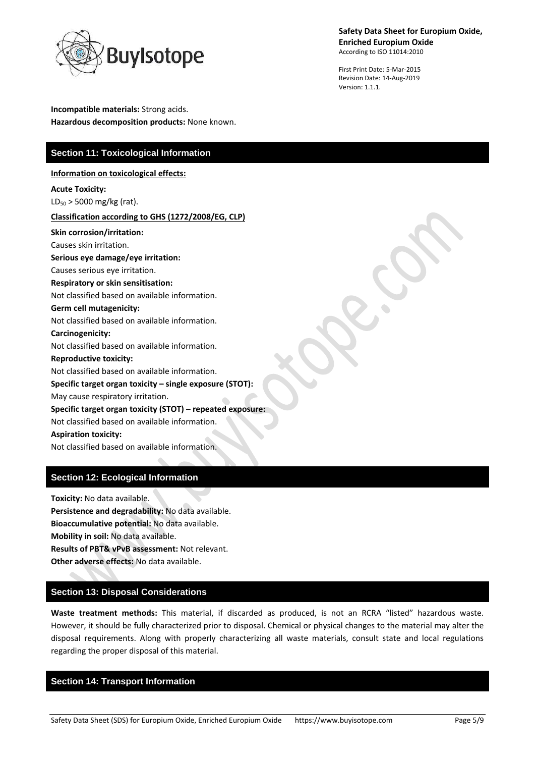**Incompatible materials:** Strong acids.
**Hazardous decomposition products:** None known.

## Section 11: Toxicological Information

**Information on toxicological effects:**

**Acute Toxicity:**
$LD_{50}$ > 5000 mg/kg (rat).

**Classification according to GHS (1272/2008/EG, CLP)**

**Skin corrosion/irritation:**
Causes skin irritation.

**Serious eye damage/eye irritation:**
Causes serious eye irritation.

**Respiratory or skin sensitisation:**
Not classified based on available information.

**Germ cell mutagenicity:**
Not classified based on available information.

**Carcinogenicity:**
Not classified based on available information.

**Reproductive toxicity:**
Not classified based on available information.

**Specific target organ toxicity – single exposure (STOT):**
May cause respiratory irritation.

**Specific target organ toxicity (STOT) – repeated exposure:**
Not classified based on available information.

**Aspiration toxicity:**
Not classified based on available information.

## Section 12: Ecological Information

**Toxicity:** No data available.
**Persistence and degradability:** No data available.
**Bioaccumulative potential:** No data available.
**Mobility in soil:** No data available.
**Results of PBT& vPvB assessment:** Not relevant.
**Other adverse effects:** No data available.

## Section 13: Disposal Considerations

**Waste treatment methods:** This material, if discarded as produced, is not an RCRA "listed" hazardous waste. However, it should be fully characterized prior to disposal. Chemical or physical changes to the material may alter the disposal requirements. Along with properly characterizing all waste materials, consult state and local regulations regarding the proper disposal of this material.

## Section 14: Transport Information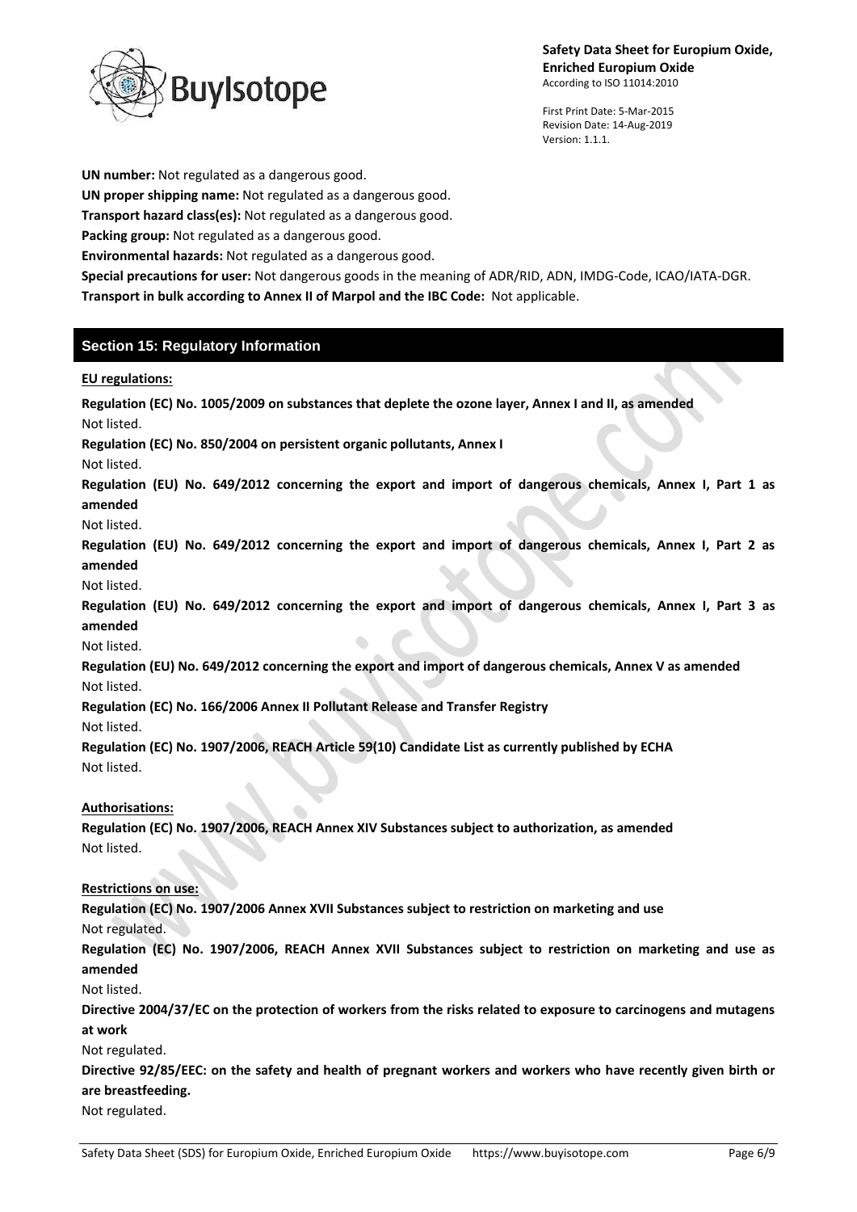**UN number:** Not regulated as a dangerous good.

**UN proper shipping name:** Not regulated as a dangerous good.

**Transport hazard class(es):** Not regulated as a dangerous good.

**Packing group:** Not regulated as a dangerous good.

**Environmental hazards:** Not regulated as a dangerous good.

**Special precautions for user:** Not dangerous goods in the meaning of ADR/RID, ADN, IMDG-Code, ICAO/IATA-DGR.

**Transport in bulk according to Annex II of Marpol and the IBC Code:** Not applicable.

## Section 15: Regulatory Information

**EU regulations:**

**Regulation (EC) No. 1005/2009 on substances that deplete the ozone layer, Annex I and II, as amended**
Not listed.

**Regulation (EC) No. 850/2004 on persistent organic pollutants, Annex I**
Not listed.

**Regulation (EU) No. 649/2012 concerning the export and import of dangerous chemicals, Annex I, Part 1 as amended**
Not listed.

**Regulation (EU) No. 649/2012 concerning the export and import of dangerous chemicals, Annex I, Part 2 as amended**
Not listed.

**Regulation (EU) No. 649/2012 concerning the export and import of dangerous chemicals, Annex I, Part 3 as amended**
Not listed.

**Regulation (EU) No. 649/2012 concerning the export and import of dangerous chemicals, Annex V as amended**
Not listed.

**Regulation (EC) No. 166/2006 Annex II Pollutant Release and Transfer Registry**
Not listed.

**Regulation (EC) No. 1907/2006, REACH Article 59(10) Candidate List as currently published by ECHA**
Not listed.

**Authorisations:**

**Regulation (EC) No. 1907/2006, REACH Annex XIV Substances subject to authorization, as amended**
Not listed.

**Restrictions on use:**

**Regulation (EC) No. 1907/2006 Annex XVII Substances subject to restriction on marketing and use**
Not regulated.

**Regulation (EC) No. 1907/2006, REACH Annex XVII Substances subject to restriction on marketing and use as amended**
Not listed.

**Directive 2004/37/EC on the protection of workers from the risks related to exposure to carcinogens and mutagens at work**
Not regulated.

**Directive 92/85/EEC: on the safety and health of pregnant workers and workers who have recently given birth or are breastfeeding.**
Not regulated.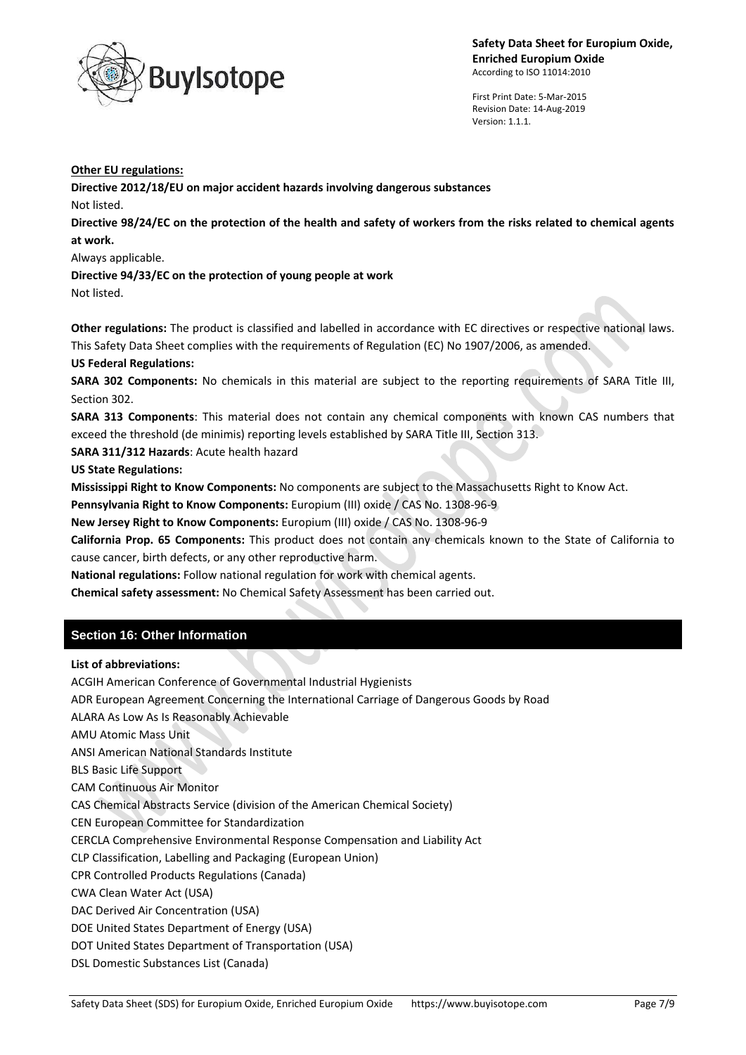**Other EU regulations:**

**Directive 2012/18/EU on major accident hazards involving dangerous substances**

Not listed.

**Directive 98/24/EC on the protection of the health and safety of workers from the risks related to chemical agents at work.**

Always applicable.

**Directive 94/33/EC on the protection of young people at work**

Not listed.

**Other regulations:** The product is classified and labelled in accordance with EC directives or respective national laws. This Safety Data Sheet complies with the requirements of Regulation (EC) No 1907/2006, as amended.

**US Federal Regulations:**

**SARA 302 Components:** No chemicals in this material are subject to the reporting requirements of SARA Title III, Section 302.

**SARA 313 Components**: This material does not contain any chemical components with known CAS numbers that exceed the threshold (de minimis) reporting levels established by SARA Title III, Section 313.

**SARA 311/312 Hazards**: Acute health hazard

**US State Regulations:**

**Mississippi Right to Know Components:** No components are subject to the Massachusetts Right to Know Act.

**Pennsylvania Right to Know Components:** Europium (III) oxide / CAS No. 1308-96-9

**New Jersey Right to Know Components:** Europium (III) oxide / CAS No. 1308-96-9

**California Prop. 65 Components:** This product does not contain any chemicals known to the State of California to cause cancer, birth defects, or any other reproductive harm.

**National regulations:** Follow national regulation for work with chemical agents.

**Chemical safety assessment:** No Chemical Safety Assessment has been carried out.

## Section 16: Other Information

**List of abbreviations:**

ACGIH American Conference of Governmental Industrial Hygienists
ADR European Agreement Concerning the International Carriage of Dangerous Goods by Road
ALARA As Low As Is Reasonably Achievable
AMU Atomic Mass Unit
ANSI American National Standards Institute
BLS Basic Life Support
CAM Continuous Air Monitor
CAS Chemical Abstracts Service (division of the American Chemical Society)
CEN European Committee for Standardization
CERCLA Comprehensive Environmental Response Compensation and Liability Act
CLP Classification, Labelling and Packaging (European Union)
CPR Controlled Products Regulations (Canada)
CWA Clean Water Act (USA)
DAC Derived Air Concentration (USA)
DOE United States Department of Energy (USA)
DOT United States Department of Transportation (USA)
DSL Domestic Substances List (Canada)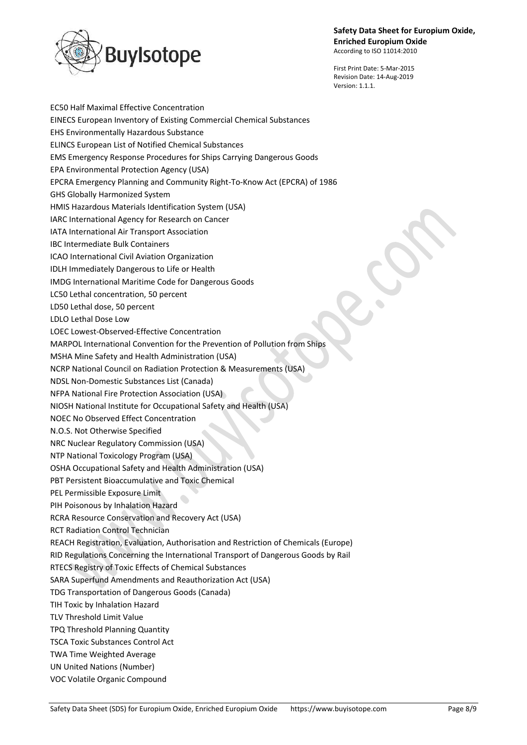EC50 Half Maximal Effective Concentration
EINECS European Inventory of Existing Commercial Chemical Substances
EHS Environmentally Hazardous Substance
ELINCS European List of Notified Chemical Substances
EMS Emergency Response Procedures for Ships Carrying Dangerous Goods
EPA Environmental Protection Agency (USA)
EPCRA Emergency Planning and Community Right-To-Know Act (EPCRA) of 1986
GHS Globally Harmonized System
HMIS Hazardous Materials Identification System (USA)
IARC International Agency for Research on Cancer
IATA International Air Transport Association
IBC Intermediate Bulk Containers
ICAO International Civil Aviation Organization
IDLH Immediately Dangerous to Life or Health
IMDG International Maritime Code for Dangerous Goods
LC50 Lethal concentration, 50 percent
LD50 Lethal dose, 50 percent
LDLO Lethal Dose Low
LOEC Lowest-Observed-Effective Concentration
MARPOL International Convention for the Prevention of Pollution from Ships
MSHA Mine Safety and Health Administration (USA)
NCRP National Council on Radiation Protection & Measurements (USA)
NDSL Non-Domestic Substances List (Canada)
NFPA National Fire Protection Association (USA)
NIOSH National Institute for Occupational Safety and Health (USA)
NOEC No Observed Effect Concentration
N.O.S. Not Otherwise Specified
NRC Nuclear Regulatory Commission (USA)
NTP National Toxicology Program (USA)
OSHA Occupational Safety and Health Administration (USA)
PBT Persistent Bioaccumulative and Toxic Chemical
PEL Permissible Exposure Limit
PIH Poisonous by Inhalation Hazard
RCRA Resource Conservation and Recovery Act (USA)
RCT Radiation Control Technician
REACH Registration, Evaluation, Authorisation and Restriction of Chemicals (Europe)
RID Regulations Concerning the International Transport of Dangerous Goods by Rail
RTECS Registry of Toxic Effects of Chemical Substances
SARA Superfund Amendments and Reauthorization Act (USA)
TDG Transportation of Dangerous Goods (Canada)
TIH Toxic by Inhalation Hazard
TLV Threshold Limit Value
TPQ Threshold Planning Quantity
TSCA Toxic Substances Control Act
TWA Time Weighted Average
UN United Nations (Number)
VOC Volatile Organic Compound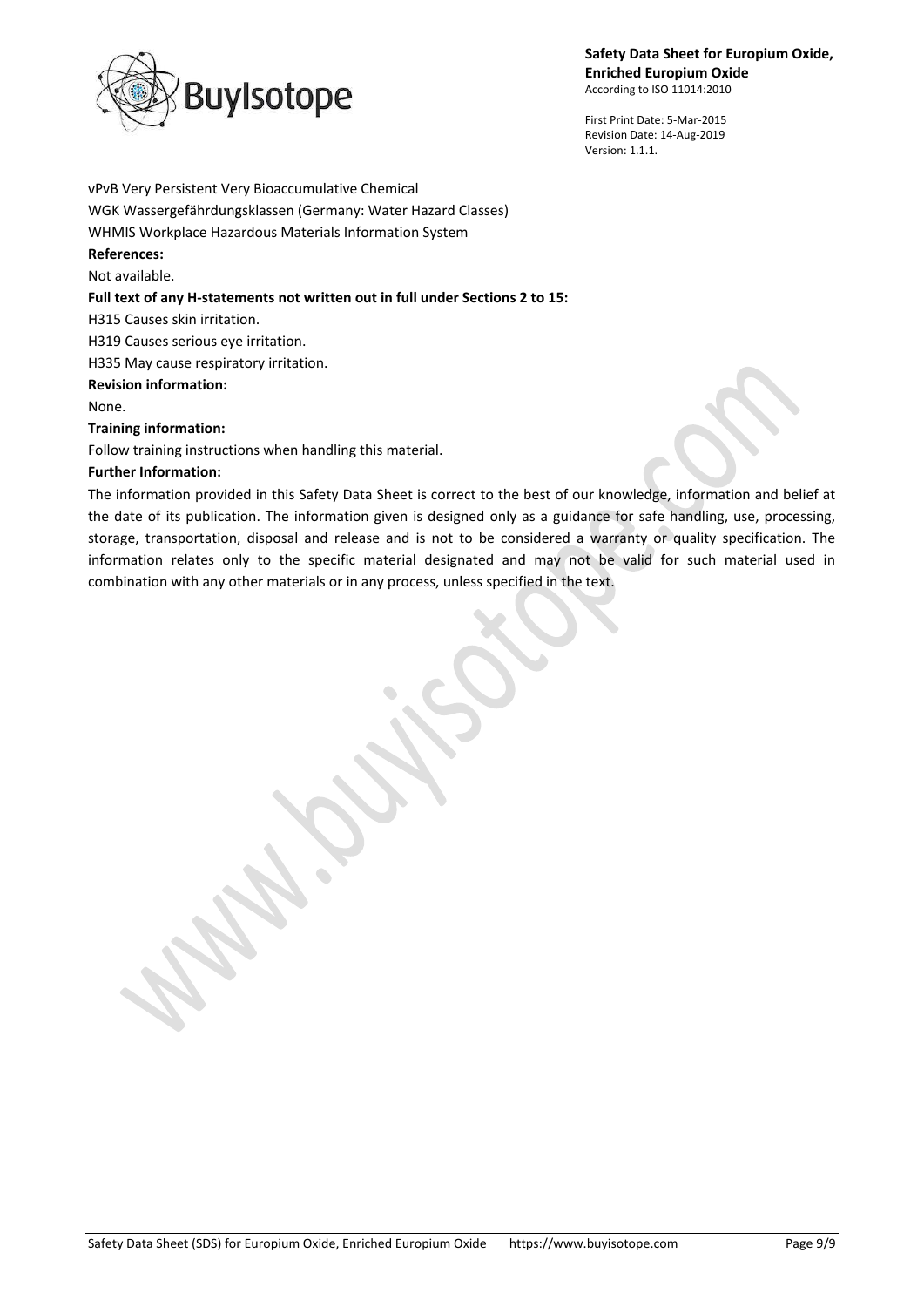vPvB Very Persistent Very Bioaccumulative Chemical

WGK Wassergefährdungsklassen (Germany: Water Hazard Classes)

WHMIS Workplace Hazardous Materials Information System

**References:**

Not available.

**Full text of any H-statements not written out in full under Sections 2 to 15:**

H315 Causes skin irritation.

H319 Causes serious eye irritation.

H335 May cause respiratory irritation.

**Revision information:**

None.

**Training information:**

Follow training instructions when handling this material.

**Further Information:**

The information provided in this Safety Data Sheet is correct to the best of our knowledge, information and belief at the date of its publication. The information given is designed only as a guidance for safe handling, use, processing, storage, transportation, disposal and release and is not to be considered a warranty or quality specification. The information relates only to the specific material designated and may not be valid for such material used in combination with any other materials or in any process, unless specified in the text.